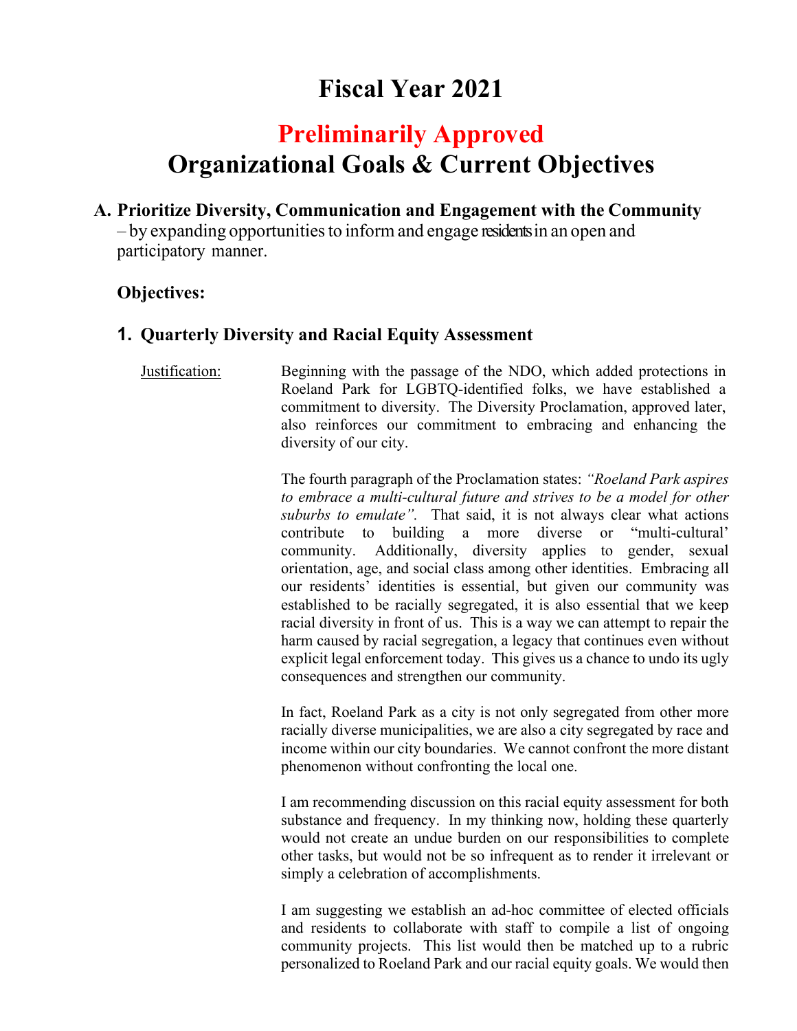# Fiscal Year 2021

## Preliminarily Approved
## Organizational Goals & Current Objectives

### A. Prioritize Diversity, Communication and Engagement with the Community

– by expanding opportunities to inform and engage residents in an open and participatory manner.

**Objectives:**

#### 1. Quarterly Diversity and Racial Equity Assessment

Justification:

Beginning with the passage of the NDO, which added protections in Roeland Park for LGBTQ-identified folks, we have established a commitment to diversity. The Diversity Proclamation, approved later, also reinforces our commitment to embracing and enhancing the diversity of our city.

The fourth paragraph of the Proclamation states: *"Roeland Park aspires to embrace a multi-cultural future and strives to be a model for other suburbs to emulate".* That said, it is not always clear what actions contribute to building a more diverse or "multi-cultural' community. Additionally, diversity applies to gender, sexual orientation, age, and social class among other identities. Embracing all our residents' identities is essential, but given our community was established to be racially segregated, it is also essential that we keep racial diversity in front of us. This is a way we can attempt to repair the harm caused by racial segregation, a legacy that continues even without explicit legal enforcement today. This gives us a chance to undo its ugly consequences and strengthen our community.

In fact, Roeland Park as a city is not only segregated from other more racially diverse municipalities, we are also a city segregated by race and income within our city boundaries. We cannot confront the more distant phenomenon without confronting the local one.

I am recommending discussion on this racial equity assessment for both substance and frequency. In my thinking now, holding these quarterly would not create an undue burden on our responsibilities to complete other tasks, but would not be so infrequent as to render it irrelevant or simply a celebration of accomplishments.

I am suggesting we establish an ad-hoc committee of elected officials and residents to collaborate with staff to compile a list of ongoing community projects. This list would then be matched up to a rubric personalized to Roeland Park and our racial equity goals. We would then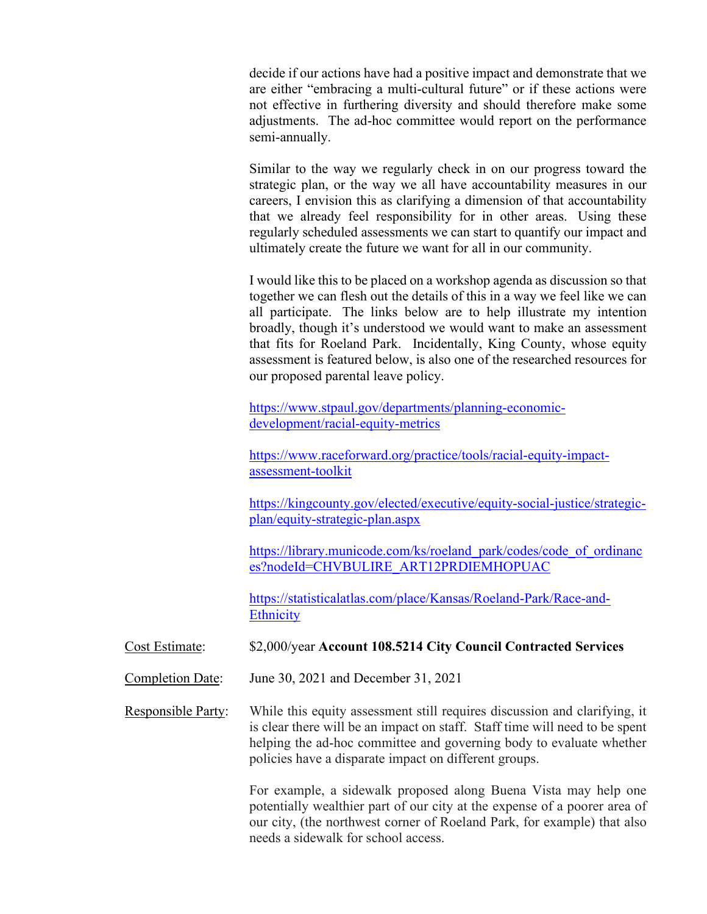decide if our actions have had a positive impact and demonstrate that we are either "embracing a multi-cultural future" or if these actions were not effective in furthering diversity and should therefore make some adjustments. The ad-hoc committee would report on the performance semi-annually.

Similar to the way we regularly check in on our progress toward the strategic plan, or the way we all have accountability measures in our careers, I envision this as clarifying a dimension of that accountability that we already feel responsibility for in other areas. Using these regularly scheduled assessments we can start to quantify our impact and ultimately create the future we want for all in our community.

I would like this to be placed on a workshop agenda as discussion so that together we can flesh out the details of this in a way we feel like we can all participate. The links below are to help illustrate my intention broadly, though it's understood we would want to make an assessment that fits for Roeland Park. Incidentally, King County, whose equity assessment is featured below, is also one of the researched resources for our proposed parental leave policy.

https://www.stpaul.gov/departments/planning-economic-development/racial-equity-metrics

https://www.raceforward.org/practice/tools/racial-equity-impact-assessment-toolkit

https://kingcounty.gov/elected/executive/equity-social-justice/strategic-plan/equity-strategic-plan.aspx

https://library.municode.com/ks/roeland_park/codes/code_of_ordinances?nodeId=CHVBULIRE_ART12PRDIEMHOPUAC

https://statisticalatlas.com/place/Kansas/Roeland-Park/Race-and-Ethnicity

Cost Estimate: $2,000/year **Account 108.5214 City Council Contracted Services**

Completion Date: June 30, 2021 and December 31, 2021

Responsible Party: While this equity assessment still requires discussion and clarifying, it is clear there will be an impact on staff. Staff time will need to be spent helping the ad-hoc committee and governing body to evaluate whether policies have a disparate impact on different groups.

For example, a sidewalk proposed along Buena Vista may help one potentially wealthier part of our city at the expense of a poorer area of our city, (the northwest corner of Roeland Park, for example) that also needs a sidewalk for school access.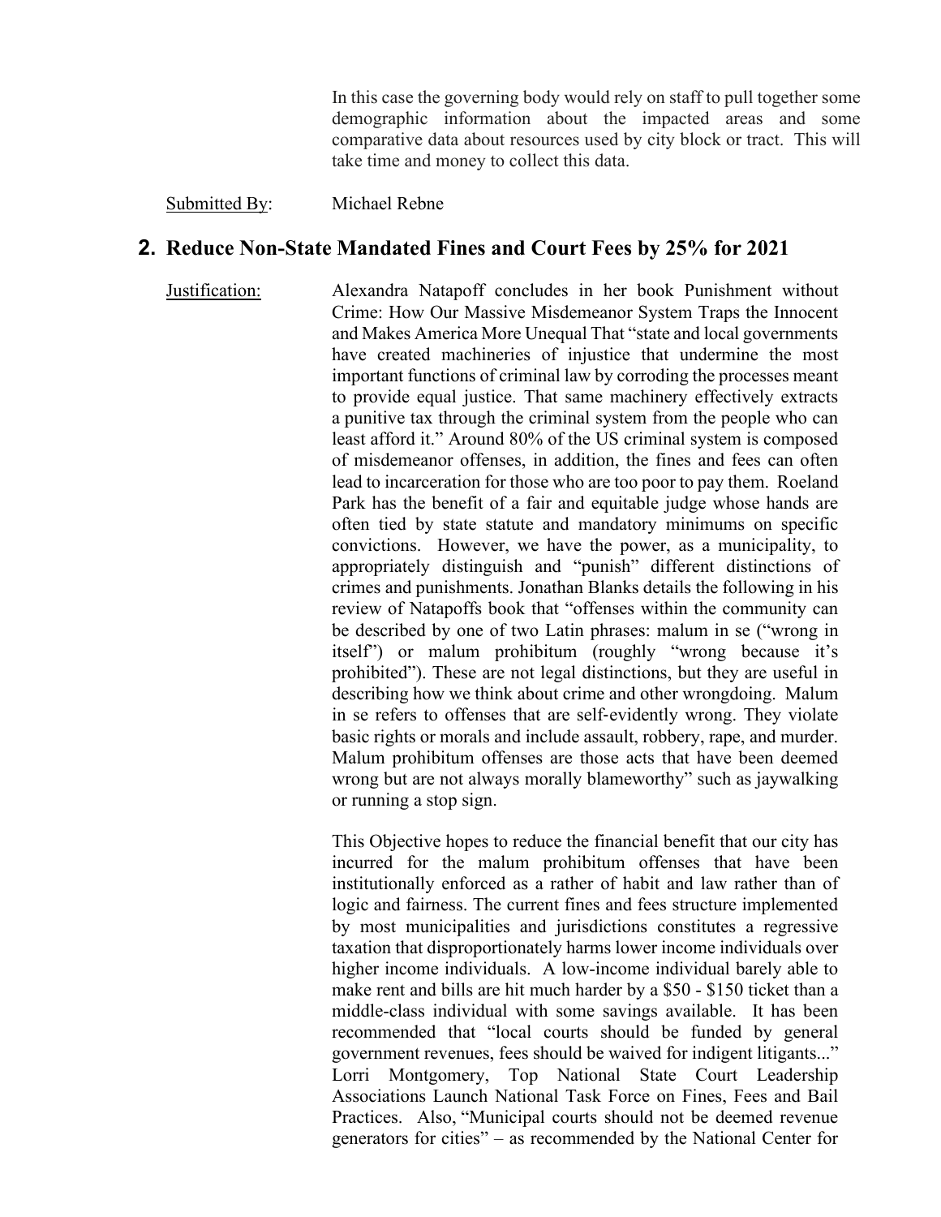In this case the governing body would rely on staff to pull together some demographic information about the impacted areas and some comparative data about resources used by city block or tract. This will take time and money to collect this data.

Submitted By: Michael Rebne

## 2. Reduce Non-State Mandated Fines and Court Fees by 25% for 2021

Justification: Alexandra Natapoff concludes in her book Punishment without Crime: How Our Massive Misdemeanor System Traps the Innocent and Makes America More Unequal That "state and local governments have created machineries of injustice that undermine the most important functions of criminal law by corroding the processes meant to provide equal justice. That same machinery effectively extracts a punitive tax through the criminal system from the people who can least afford it." Around 80% of the US criminal system is composed of misdemeanor offenses, in addition, the fines and fees can often lead to incarceration for those who are too poor to pay them. Roeland Park has the benefit of a fair and equitable judge whose hands are often tied by state statute and mandatory minimums on specific convictions. However, we have the power, as a municipality, to appropriately distinguish and "punish" different distinctions of crimes and punishments. Jonathan Blanks details the following in his review of Natapoffs book that "offenses within the community can be described by one of two Latin phrases: malum in se ("wrong in itself") or malum prohibitum (roughly "wrong because it's prohibited"). These are not legal distinctions, but they are useful in describing how we think about crime and other wrongdoing. Malum in se refers to offenses that are self-evidently wrong. They violate basic rights or morals and include assault, robbery, rape, and murder. Malum prohibitum offenses are those acts that have been deemed wrong but are not always morally blameworthy" such as jaywalking or running a stop sign.

This Objective hopes to reduce the financial benefit that our city has incurred for the malum prohibitum offenses that have been institutionally enforced as a rather of habit and law rather than of logic and fairness. The current fines and fees structure implemented by most municipalities and jurisdictions constitutes a regressive taxation that disproportionately harms lower income individuals over higher income individuals. A low-income individual barely able to make rent and bills are hit much harder by a $50 - $150 ticket than a middle-class individual with some savings available. It has been recommended that "local courts should be funded by general government revenues, fees should be waived for indigent litigants..." Lorri Montgomery, Top National State Court Leadership Associations Launch National Task Force on Fines, Fees and Bail Practices. Also, "Municipal courts should not be deemed revenue generators for cities" – as recommended by the National Center for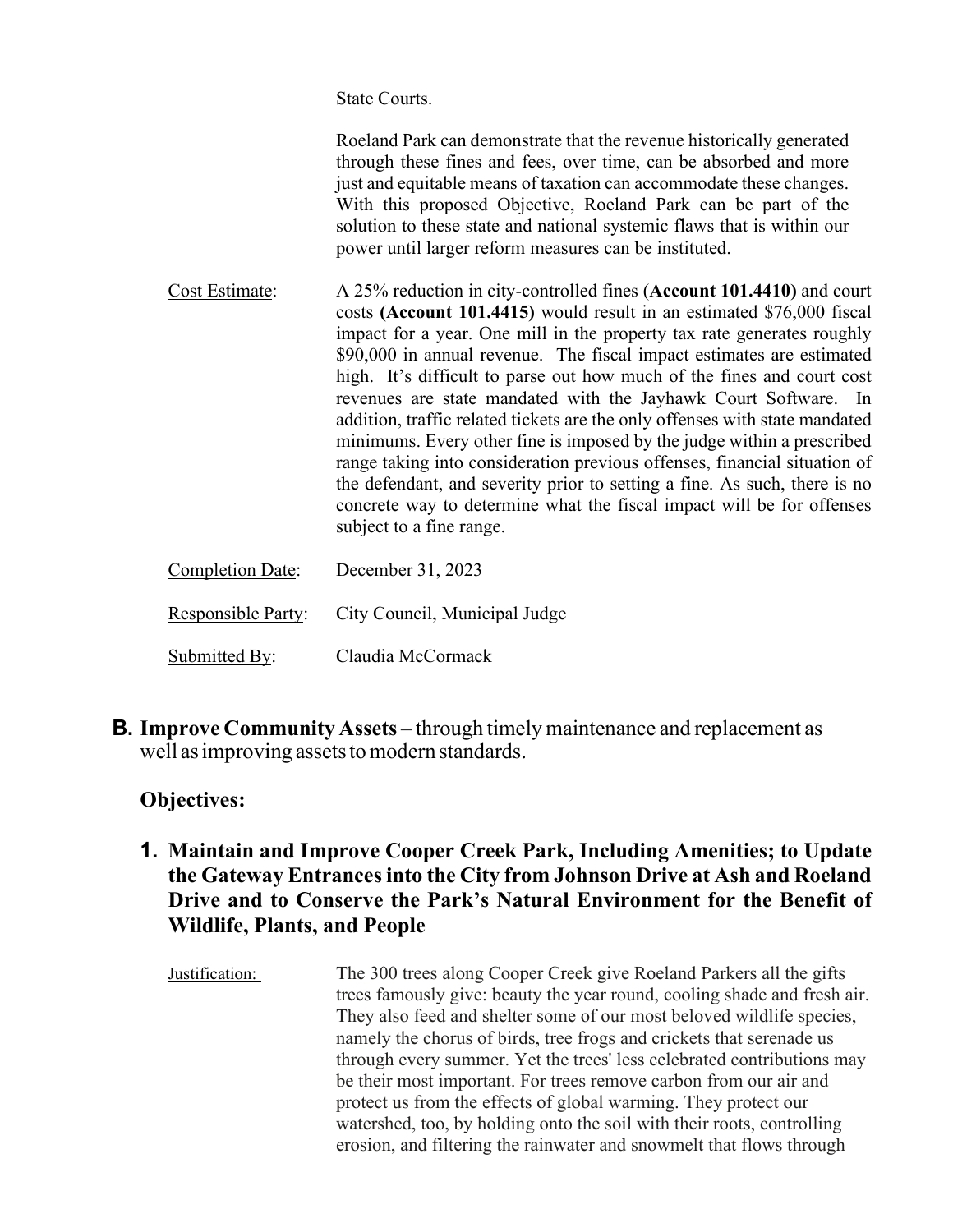State Courts.

Roeland Park can demonstrate that the revenue historically generated through these fines and fees, over time, can be absorbed and more just and equitable means of taxation can accommodate these changes. With this proposed Objective, Roeland Park can be part of the solution to these state and national systemic flaws that is within our power until larger reform measures can be instituted.

Cost Estimate: A 25% reduction in city-controlled fines (**Account 101.4410)** and court costs **(Account 101.4415)** would result in an estimated $76,000 fiscal impact for a year. One mill in the property tax rate generates roughly $90,000 in annual revenue. The fiscal impact estimates are estimated high. It's difficult to parse out how much of the fines and court cost revenues are state mandated with the Jayhawk Court Software. In addition, traffic related tickets are the only offenses with state mandated minimums. Every other fine is imposed by the judge within a prescribed range taking into consideration previous offenses, financial situation of the defendant, and severity prior to setting a fine. As such, there is no concrete way to determine what the fiscal impact will be for offenses subject to a fine range.

Completion Date: December 31, 2023

Responsible Party: City Council, Municipal Judge

Submitted By: Claudia McCormack

## B. Improve Community Assets – through timely maintenance and replacement as well as improving assets to modern standards.

### Objectives:

### 1. Maintain and Improve Cooper Creek Park, Including Amenities; to Update the Gateway Entrances into the City from Johnson Drive at Ash and Roeland Drive and to Conserve the Park's Natural Environment for the Benefit of Wildlife, Plants, and People

Justification: The 300 trees along Cooper Creek give Roeland Parkers all the gifts trees famously give: beauty the year round, cooling shade and fresh air. They also feed and shelter some of our most beloved wildlife species, namely the chorus of birds, tree frogs and crickets that serenade us through every summer. Yet the trees' less celebrated contributions may be their most important. For trees remove carbon from our air and protect us from the effects of global warming. They protect our watershed, too, by holding onto the soil with their roots, controlling erosion, and filtering the rainwater and snowmelt that flows through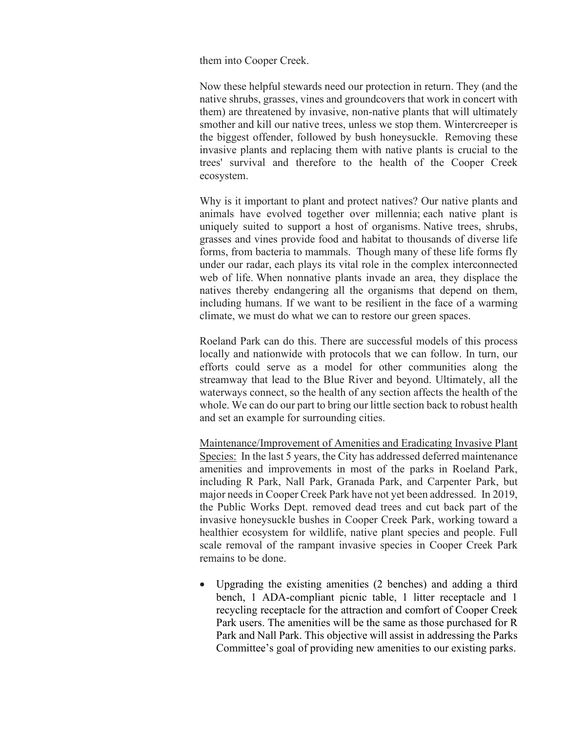them into Cooper Creek.

Now these helpful stewards need our protection in return. They (and the native shrubs, grasses, vines and groundcovers that work in concert with them) are threatened by invasive, non-native plants that will ultimately smother and kill our native trees, unless we stop them. Wintercreeper is the biggest offender, followed by bush honeysuckle. Removing these invasive plants and replacing them with native plants is crucial to the trees' survival and therefore to the health of the Cooper Creek ecosystem.

Why is it important to plant and protect natives? Our native plants and animals have evolved together over millennia; each native plant is uniquely suited to support a host of organisms. Native trees, shrubs, grasses and vines provide food and habitat to thousands of diverse life forms, from bacteria to mammals. Though many of these life forms fly under our radar, each plays its vital role in the complex interconnected web of life. When nonnative plants invade an area, they displace the natives thereby endangering all the organisms that depend on them, including humans. If we want to be resilient in the face of a warming climate, we must do what we can to restore our green spaces.

Roeland Park can do this. There are successful models of this process locally and nationwide with protocols that we can follow. In turn, our efforts could serve as a model for other communities along the streamway that lead to the Blue River and beyond. Ultimately, all the waterways connect, so the health of any section affects the health of the whole. We can do our part to bring our little section back to robust health and set an example for surrounding cities.

<u>Maintenance/Improvement of Amenities and Eradicating Invasive Plant Species:</u> In the last 5 years, the City has addressed deferred maintenance amenities and improvements in most of the parks in Roeland Park, including R Park, Nall Park, Granada Park, and Carpenter Park, but major needs in Cooper Creek Park have not yet been addressed. In 2019, the Public Works Dept. removed dead trees and cut back part of the invasive honeysuckle bushes in Cooper Creek Park, working toward a healthier ecosystem for wildlife, native plant species and people. Full scale removal of the rampant invasive species in Cooper Creek Park remains to be done.

- Upgrading the existing amenities (2 benches) and adding a third bench, 1 ADA-compliant picnic table, 1 litter receptacle and 1 recycling receptacle for the attraction and comfort of Cooper Creek Park users. The amenities will be the same as those purchased for R Park and Nall Park. This objective will assist in addressing the Parks Committee's goal of providing new amenities to our existing parks.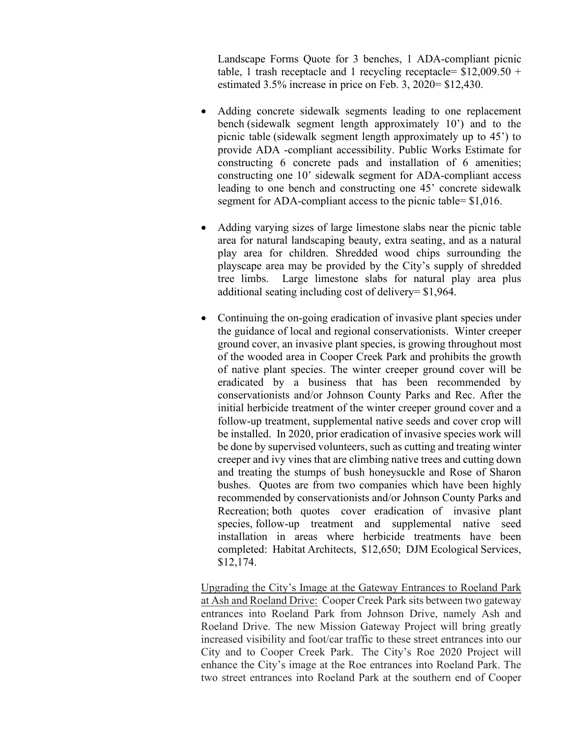Landscape Forms Quote for 3 benches, 1 ADA-compliant picnic table, 1 trash receptacle and 1 recycling receptacle= $12,009.50 + estimated 3.5% increase in price on Feb. 3, 2020= $12,430.

- Adding concrete sidewalk segments leading to one replacement bench (sidewalk segment length approximately 10') and to the picnic table (sidewalk segment length approximately up to 45') to provide ADA -compliant accessibility. Public Works Estimate for constructing 6 concrete pads and installation of 6 amenities; constructing one 10' sidewalk segment for ADA-compliant access leading to one bench and constructing one 45' concrete sidewalk segment for ADA-compliant access to the picnic table= $1,016.

- Adding varying sizes of large limestone slabs near the picnic table area for natural landscaping beauty, extra seating, and as a natural play area for children. Shredded wood chips surrounding the playscape area may be provided by the City's supply of shredded tree limbs. Large limestone slabs for natural play area plus additional seating including cost of delivery= $1,964.

- Continuing the on-going eradication of invasive plant species under the guidance of local and regional conservationists. Winter creeper ground cover, an invasive plant species, is growing throughout most of the wooded area in Cooper Creek Park and prohibits the growth of native plant species. The winter creeper ground cover will be eradicated by a business that has been recommended by conservationists and/or Johnson County Parks and Rec. After the initial herbicide treatment of the winter creeper ground cover and a follow-up treatment, supplemental native seeds and cover crop will be installed. In 2020, prior eradication of invasive species work will be done by supervised volunteers, such as cutting and treating winter creeper and ivy vines that are climbing native trees and cutting down and treating the stumps of bush honeysuckle and Rose of Sharon bushes. Quotes are from two companies which have been highly recommended by conservationists and/or Johnson County Parks and Recreation; both quotes cover eradication of invasive plant species, follow-up treatment and supplemental native seed installation in areas where herbicide treatments have been completed: Habitat Architects, $12,650; DJM Ecological Services, $12,174.

<u>Upgrading the City's Image at the Gateway Entrances to Roeland Park at Ash and Roeland Drive:</u> Cooper Creek Park sits between two gateway entrances into Roeland Park from Johnson Drive, namely Ash and Roeland Drive. The new Mission Gateway Project will bring greatly increased visibility and foot/car traffic to these street entrances into our City and to Cooper Creek Park. The City's Roe 2020 Project will enhance the City's image at the Roe entrances into Roeland Park. The two street entrances into Roeland Park at the southern end of Cooper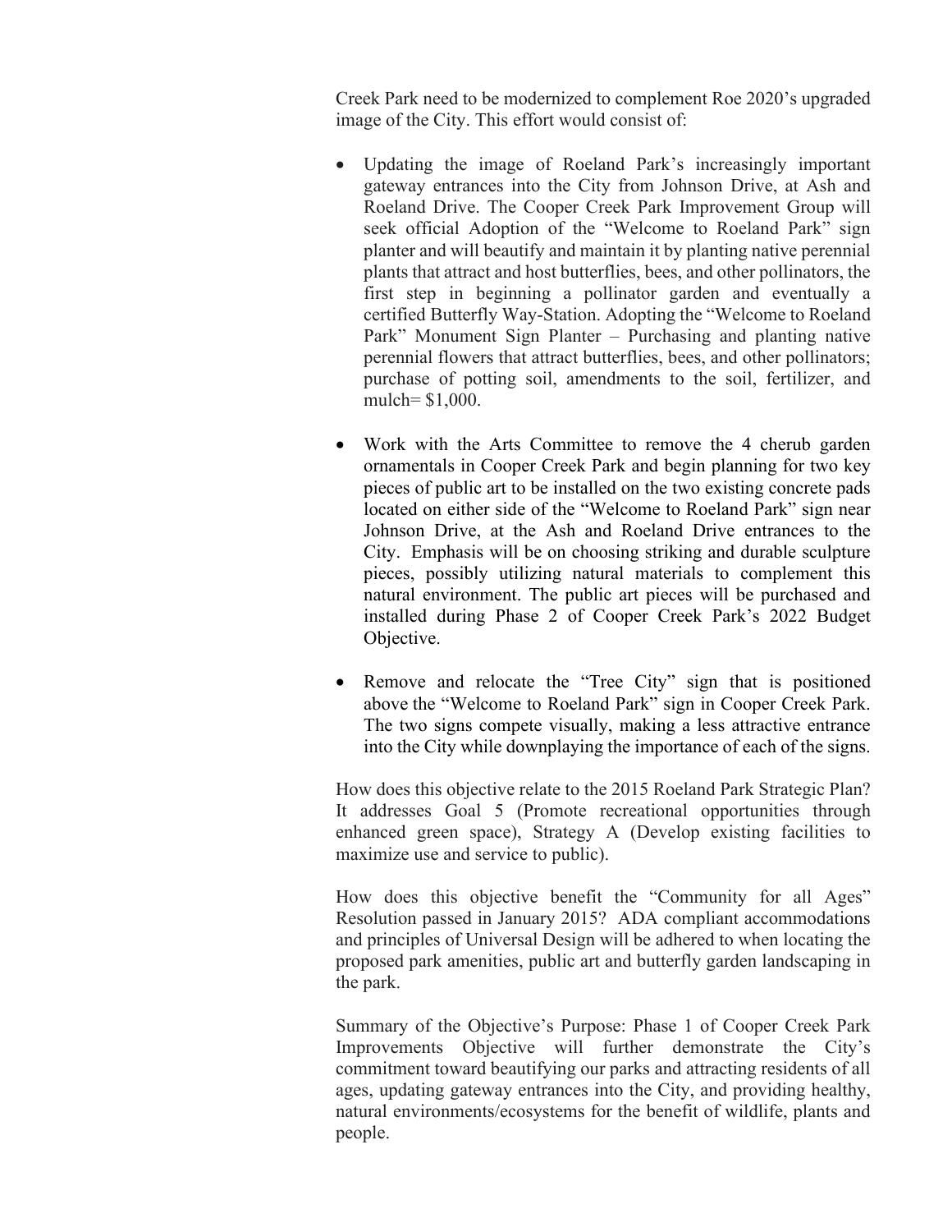Creek Park need to be modernized to complement Roe 2020's upgraded image of the City. This effort would consist of:

- Updating the image of Roeland Park's increasingly important gateway entrances into the City from Johnson Drive, at Ash and Roeland Drive. The Cooper Creek Park Improvement Group will seek official Adoption of the "Welcome to Roeland Park" sign planter and will beautify and maintain it by planting native perennial plants that attract and host butterflies, bees, and other pollinators, the first step in beginning a pollinator garden and eventually a certified Butterfly Way-Station. Adopting the "Welcome to Roeland Park" Monument Sign Planter – Purchasing and planting native perennial flowers that attract butterflies, bees, and other pollinators; purchase of potting soil, amendments to the soil, fertilizer, and mulch= $1,000.

- Work with the Arts Committee to remove the 4 cherub garden ornamentals in Cooper Creek Park and begin planning for two key pieces of public art to be installed on the two existing concrete pads located on either side of the "Welcome to Roeland Park" sign near Johnson Drive, at the Ash and Roeland Drive entrances to the City. Emphasis will be on choosing striking and durable sculpture pieces, possibly utilizing natural materials to complement this natural environment. The public art pieces will be purchased and installed during Phase 2 of Cooper Creek Park's 2022 Budget Objective.

- Remove and relocate the "Tree City" sign that is positioned above the "Welcome to Roeland Park" sign in Cooper Creek Park. The two signs compete visually, making a less attractive entrance into the City while downplaying the importance of each of the signs.

How does this objective relate to the 2015 Roeland Park Strategic Plan? It addresses Goal 5 (Promote recreational opportunities through enhanced green space), Strategy A (Develop existing facilities to maximize use and service to public).

How does this objective benefit the "Community for all Ages" Resolution passed in January 2015? ADA compliant accommodations and principles of Universal Design will be adhered to when locating the proposed park amenities, public art and butterfly garden landscaping in the park.

Summary of the Objective's Purpose: Phase 1 of Cooper Creek Park Improvements Objective will further demonstrate the City's commitment toward beautifying our parks and attracting residents of all ages, updating gateway entrances into the City, and providing healthy, natural environments/ecosystems for the benefit of wildlife, plants and people.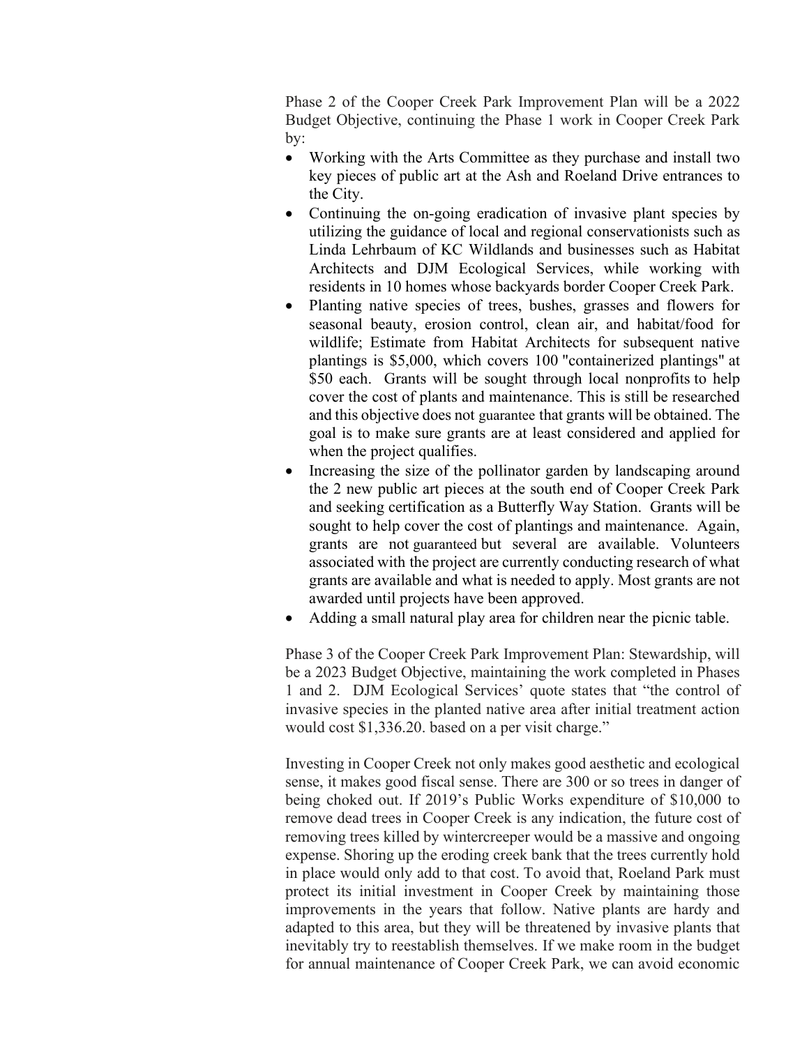Phase 2 of the Cooper Creek Park Improvement Plan will be a 2022 Budget Objective, continuing the Phase 1 work in Cooper Creek Park by:

- Working with the Arts Committee as they purchase and install two key pieces of public art at the Ash and Roeland Drive entrances to the City.
- Continuing the on-going eradication of invasive plant species by utilizing the guidance of local and regional conservationists such as Linda Lehrbaum of KC Wildlands and businesses such as Habitat Architects and DJM Ecological Services, while working with residents in 10 homes whose backyards border Cooper Creek Park.
- Planting native species of trees, bushes, grasses and flowers for seasonal beauty, erosion control, clean air, and habitat/food for wildlife; Estimate from Habitat Architects for subsequent native plantings is $5,000, which covers 100 "containerized plantings" at $50 each. Grants will be sought through local nonprofits to help cover the cost of plants and maintenance. This is still be researched and this objective does not guarantee that grants will be obtained. The goal is to make sure grants are at least considered and applied for when the project qualifies.
- Increasing the size of the pollinator garden by landscaping around the 2 new public art pieces at the south end of Cooper Creek Park and seeking certification as a Butterfly Way Station. Grants will be sought to help cover the cost of plantings and maintenance. Again, grants are not guaranteed but several are available. Volunteers associated with the project are currently conducting research of what grants are available and what is needed to apply. Most grants are not awarded until projects have been approved.
- Adding a small natural play area for children near the picnic table.

Phase 3 of the Cooper Creek Park Improvement Plan: Stewardship, will be a 2023 Budget Objective, maintaining the work completed in Phases 1 and 2. DJM Ecological Services' quote states that "the control of invasive species in the planted native area after initial treatment action would cost $1,336.20. based on a per visit charge."

Investing in Cooper Creek not only makes good aesthetic and ecological sense, it makes good fiscal sense. There are 300 or so trees in danger of being choked out. If 2019's Public Works expenditure of $10,000 to remove dead trees in Cooper Creek is any indication, the future cost of removing trees killed by wintercreeper would be a massive and ongoing expense. Shoring up the eroding creek bank that the trees currently hold in place would only add to that cost. To avoid that, Roeland Park must protect its initial investment in Cooper Creek by maintaining those improvements in the years that follow. Native plants are hardy and adapted to this area, but they will be threatened by invasive plants that inevitably try to reestablish themselves. If we make room in the budget for annual maintenance of Cooper Creek Park, we can avoid economic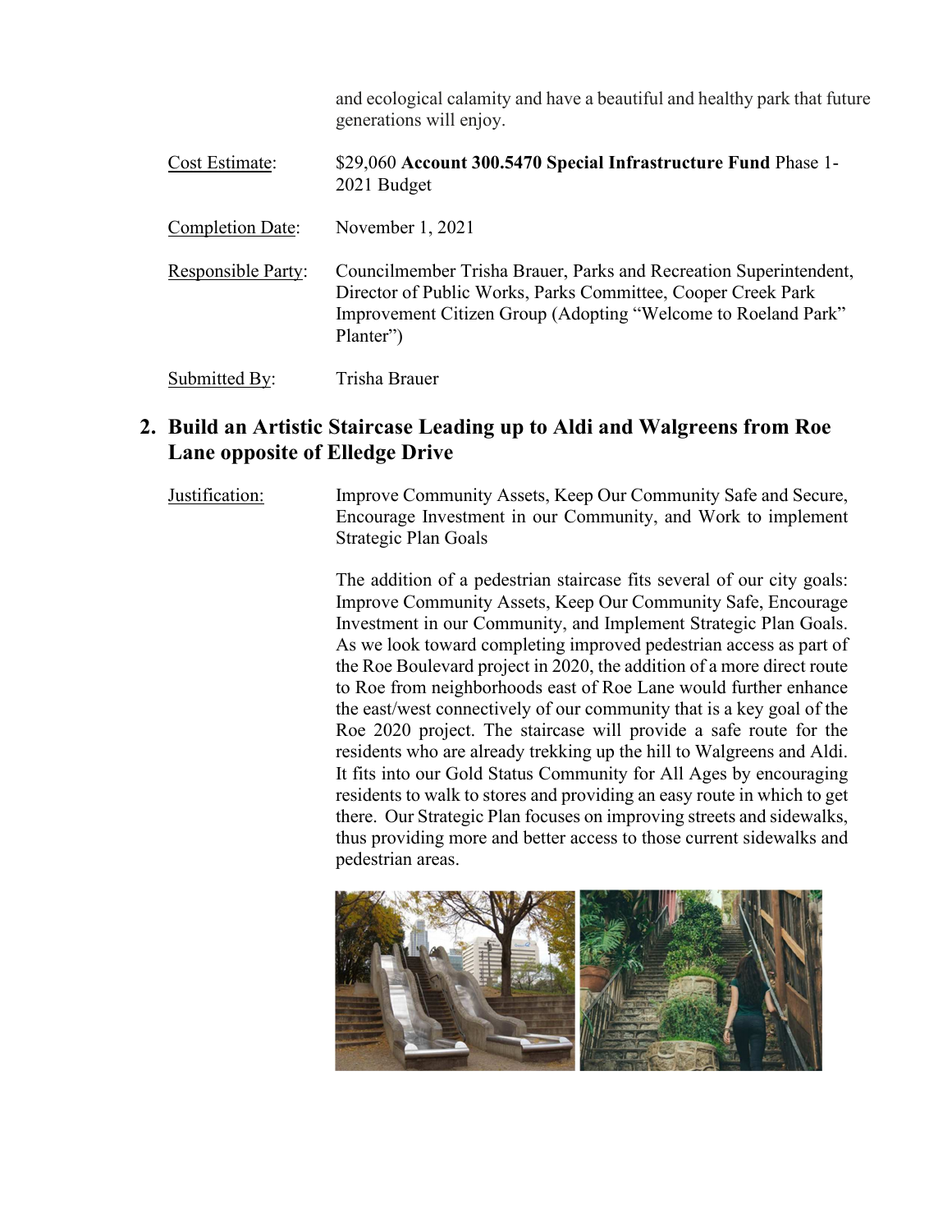and ecological calamity and have a beautiful and healthy park that future generations will enjoy.

Cost Estimate: $29,060 **Account 300.5470 Special Infrastructure Fund** Phase 1-2021 Budget

Completion Date: November 1, 2021

Responsible Party: Councilmember Trisha Brauer, Parks and Recreation Superintendent, Director of Public Works, Parks Committee, Cooper Creek Park Improvement Citizen Group (Adopting "Welcome to Roeland Park" Planter")

Submitted By: Trisha Brauer

## 2. Build an Artistic Staircase Leading up to Aldi and Walgreens from Roe Lane opposite of Elledge Drive

Justification: Improve Community Assets, Keep Our Community Safe and Secure, Encourage Investment in our Community, and Work to implement Strategic Plan Goals

The addition of a pedestrian staircase fits several of our city goals: Improve Community Assets, Keep Our Community Safe, Encourage Investment in our Community, and Implement Strategic Plan Goals. As we look toward completing improved pedestrian access as part of the Roe Boulevard project in 2020, the addition of a more direct route to Roe from neighborhoods east of Roe Lane would further enhance the east/west connectively of our community that is a key goal of the Roe 2020 project. The staircase will provide a safe route for the residents who are already trekking up the hill to Walgreens and Aldi. It fits into our Gold Status Community for All Ages by encouraging residents to walk to stores and providing an easy route in which to get there. Our Strategic Plan focuses on improving streets and sidewalks, thus providing more and better access to those current sidewalks and pedestrian areas.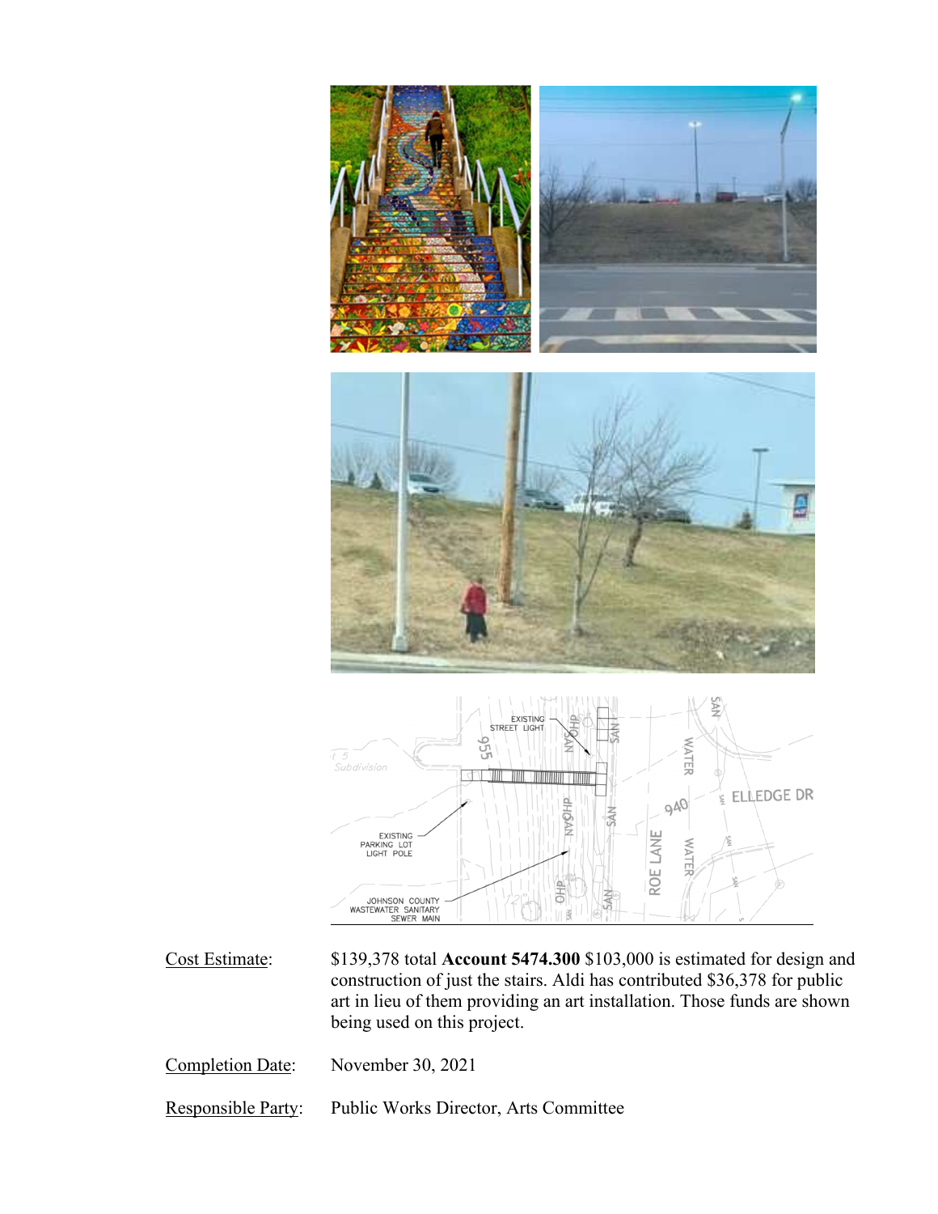Cost Estimate: $139,378 total **Account 5474.300** $103,000 is estimated for design and construction of just the stairs. Aldi has contributed $36,378 for public art in lieu of them providing an art installation. Those funds are shown being used on this project.

Completion Date: November 30, 2021

Responsible Party: Public Works Director, Arts Committee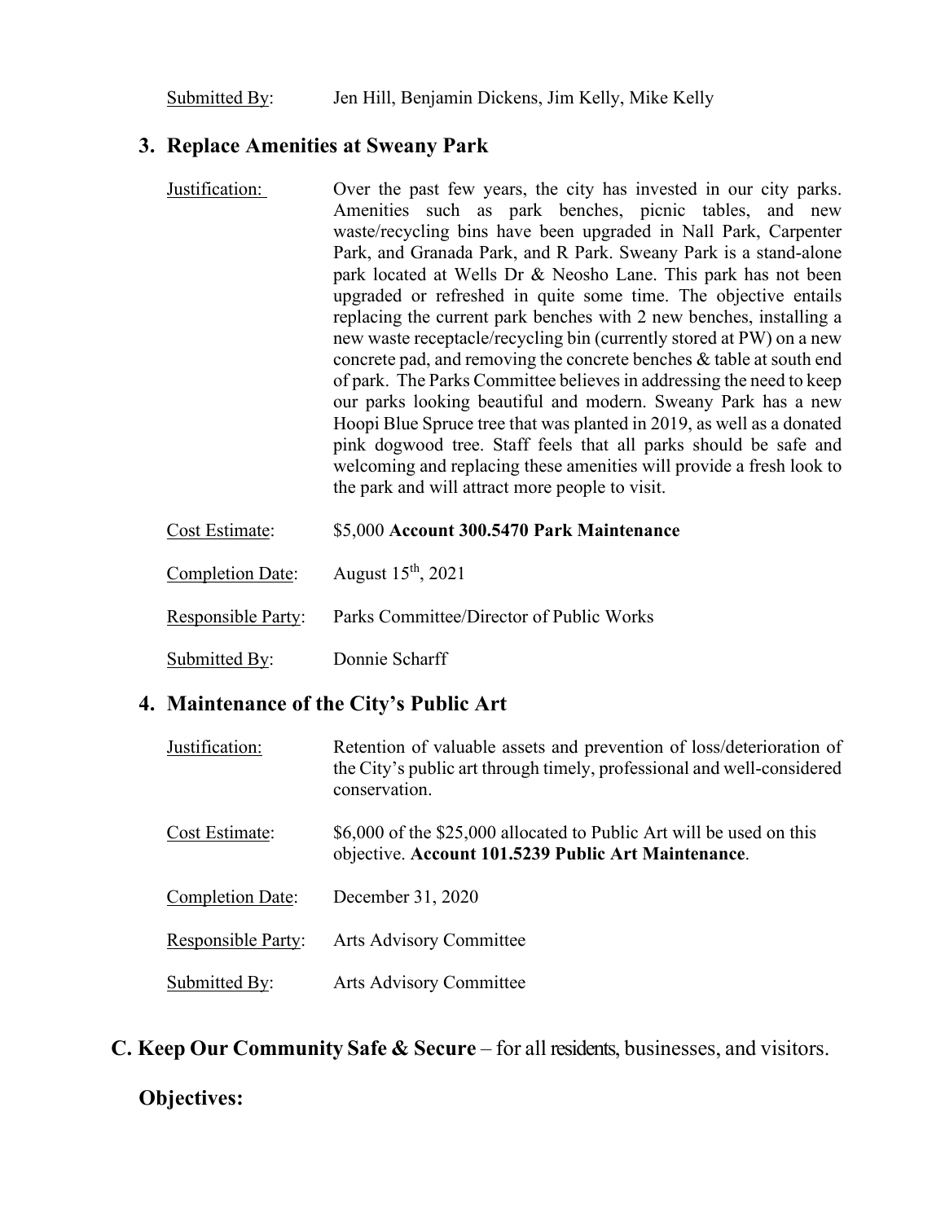Submitted By: Jen Hill, Benjamin Dickens, Jim Kelly, Mike Kelly

### 3. Replace Amenities at Sweany Park

Justification: Over the past few years, the city has invested in our city parks. Amenities such as park benches, picnic tables, and new waste/recycling bins have been upgraded in Nall Park, Carpenter Park, and Granada Park, and R Park. Sweany Park is a stand-alone park located at Wells Dr & Neosho Lane. This park has not been upgraded or refreshed in quite some time. The objective entails replacing the current park benches with 2 new benches, installing a new waste receptacle/recycling bin (currently stored at PW) on a new concrete pad, and removing the concrete benches & table at south end of park. The Parks Committee believes in addressing the need to keep our parks looking beautiful and modern. Sweany Park has a new Hoopi Blue Spruce tree that was planted in 2019, as well as a donated pink dogwood tree. Staff feels that all parks should be safe and welcoming and replacing these amenities will provide a fresh look to the park and will attract more people to visit.

Cost Estimate: $5,000 **Account 300.5470 Park Maintenance**

Completion Date: August 15th, 2021

Responsible Party: Parks Committee/Director of Public Works

Submitted By: Donnie Scharff

### 4. Maintenance of the City's Public Art

Justification: Retention of valuable assets and prevention of loss/deterioration of the City's public art through timely, professional and well-considered conservation.

Cost Estimate: $6,000 of the $25,000 allocated to Public Art will be used on this objective. **Account 101.5239 Public Art Maintenance**.

Completion Date: December 31, 2020

Responsible Party: Arts Advisory Committee

Submitted By: Arts Advisory Committee

## C. Keep Our Community Safe & Secure – for all residents, businesses, and visitors.

**Objectives:**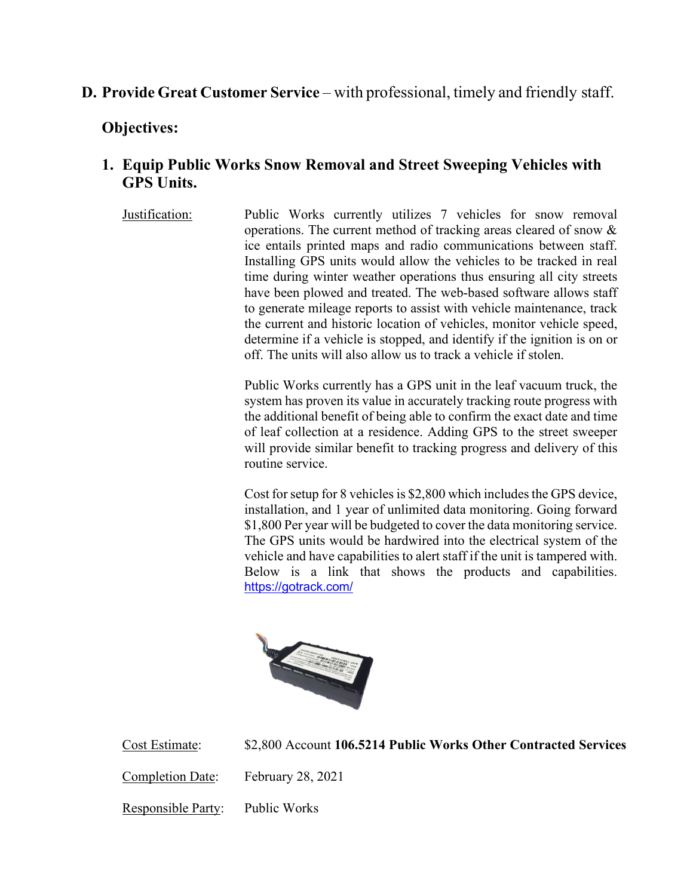## D. Provide Great Customer Service – with professional, timely and friendly staff.

### Objectives:

### 1. Equip Public Works Snow Removal and Street Sweeping Vehicles with GPS Units.

Justification: Public Works currently utilizes 7 vehicles for snow removal operations. The current method of tracking areas cleared of snow & ice entails printed maps and radio communications between staff. Installing GPS units would allow the vehicles to be tracked in real time during winter weather operations thus ensuring all city streets have been plowed and treated. The web-based software allows staff to generate mileage reports to assist with vehicle maintenance, track the current and historic location of vehicles, monitor vehicle speed, determine if a vehicle is stopped, and identify if the ignition is on or off. The units will also allow us to track a vehicle if stolen.

Public Works currently has a GPS unit in the leaf vacuum truck, the system has proven its value in accurately tracking route progress with the additional benefit of being able to confirm the exact date and time of leaf collection at a residence. Adding GPS to the street sweeper will provide similar benefit to tracking progress and delivery of this routine service.

Cost for setup for 8 vehicles is $2,800 which includes the GPS device, installation, and 1 year of unlimited data monitoring. Going forward $1,800 Per year will be budgeted to cover the data monitoring service. The GPS units would be hardwired into the electrical system of the vehicle and have capabilities to alert staff if the unit is tampered with. Below is a link that shows the products and capabilities. https://gotrack.com/

Cost Estimate: $2,800 Account **106.5214 Public Works Other Contracted Services**

Completion Date: February 28, 2021

Responsible Party: Public Works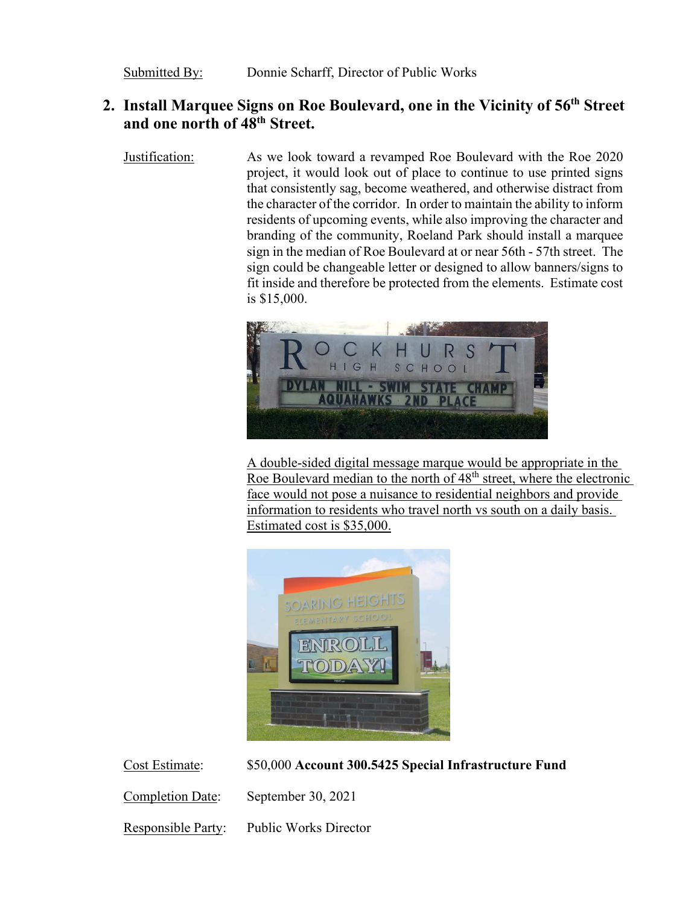Submitted By: Donnie Scharff, Director of Public Works

## 2. Install Marquee Signs on Roe Boulevard, one in the Vicinity of 56th Street and one north of 48th Street.

Justification: As we look toward a revamped Roe Boulevard with the Roe 2020 project, it would look out of place to continue to use printed signs that consistently sag, become weathered, and otherwise distract from the character of the corridor. In order to maintain the ability to inform residents of upcoming events, while also improving the character and branding of the community, Roeland Park should install a marquee sign in the median of Roe Boulevard at or near 56th - 57th street. The sign could be changeable letter or designed to allow banners/signs to fit inside and therefore be protected from the elements. Estimate cost is $15,000.

A double-sided digital message marque would be appropriate in the Roe Boulevard median to the north of 48th street, where the electronic face would not pose a nuisance to residential neighbors and provide information to residents who travel north vs south on a daily basis. Estimated cost is $35,000.

Cost Estimate: $50,000 **Account 300.5425 Special Infrastructure Fund**

Completion Date: September 30, 2021

Responsible Party: Public Works Director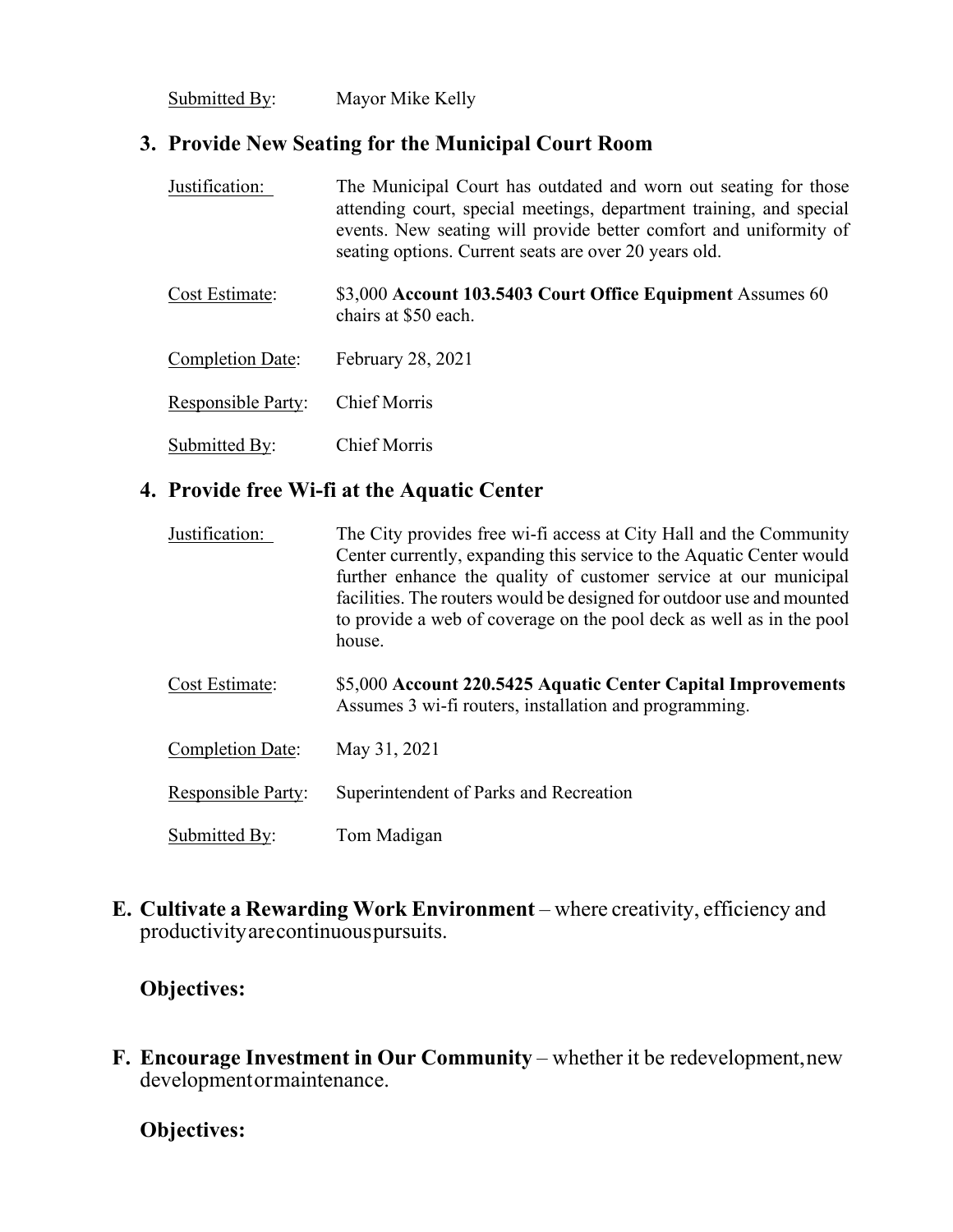Submitted By: Mayor Mike Kelly

### 3. Provide New Seating for the Municipal Court Room

Justification: The Municipal Court has outdated and worn out seating for those attending court, special meetings, department training, and special events. New seating will provide better comfort and uniformity of seating options. Current seats are over 20 years old.

Cost Estimate: $3,000 **Account 103.5403 Court Office Equipment** Assumes 60 chairs at $50 each.

Completion Date: February 28, 2021

Responsible Party: Chief Morris

Submitted By: Chief Morris

### 4. Provide free Wi-fi at the Aquatic Center

Justification: The City provides free wi-fi access at City Hall and the Community Center currently, expanding this service to the Aquatic Center would further enhance the quality of customer service at our municipal facilities. The routers would be designed for outdoor use and mounted to provide a web of coverage on the pool deck as well as in the pool house.

Cost Estimate: $5,000 **Account 220.5425 Aquatic Center Capital Improvements** Assumes 3 wi-fi routers, installation and programming.

Completion Date: May 31, 2021

Responsible Party: Superintendent of Parks and Recreation

Submitted By: Tom Madigan

## E. Cultivate a Rewarding Work Environment – where creativity, efficiency and productivity are continuous pursuits.

**Objectives:**

## F. Encourage Investment in Our Community – whether it be redevelopment, new development or maintenance.

**Objectives:**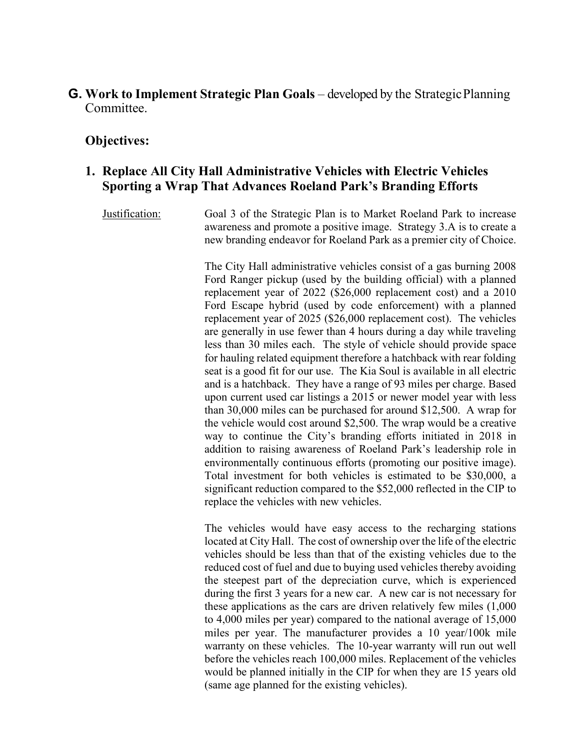## G. Work to Implement Strategic Plan Goals – developed by the Strategic Planning Committee.

### Objectives:

### 1. Replace All City Hall Administrative Vehicles with Electric Vehicles Sporting a Wrap That Advances Roeland Park's Branding Efforts

Justification:

Goal 3 of the Strategic Plan is to Market Roeland Park to increase awareness and promote a positive image. Strategy 3.A is to create a new branding endeavor for Roeland Park as a premier city of Choice.

The City Hall administrative vehicles consist of a gas burning 2008 Ford Ranger pickup (used by the building official) with a planned replacement year of 2022 ($26,000 replacement cost) and a 2010 Ford Escape hybrid (used by code enforcement) with a planned replacement year of 2025 ($26,000 replacement cost). The vehicles are generally in use fewer than 4 hours during a day while traveling less than 30 miles each. The style of vehicle should provide space for hauling related equipment therefore a hatchback with rear folding seat is a good fit for our use. The Kia Soul is available in all electric and is a hatchback. They have a range of 93 miles per charge. Based upon current used car listings a 2015 or newer model year with less than 30,000 miles can be purchased for around $12,500. A wrap for the vehicle would cost around $2,500. The wrap would be a creative way to continue the City's branding efforts initiated in 2018 in addition to raising awareness of Roeland Park's leadership role in environmentally continuous efforts (promoting our positive image). Total investment for both vehicles is estimated to be $30,000, a significant reduction compared to the $52,000 reflected in the CIP to replace the vehicles with new vehicles.

The vehicles would have easy access to the recharging stations located at City Hall. The cost of ownership over the life of the electric vehicles should be less than that of the existing vehicles due to the reduced cost of fuel and due to buying used vehicles thereby avoiding the steepest part of the depreciation curve, which is experienced during the first 3 years for a new car. A new car is not necessary for these applications as the cars are driven relatively few miles (1,000 to 4,000 miles per year) compared to the national average of 15,000 miles per year. The manufacturer provides a 10 year/100k mile warranty on these vehicles. The 10-year warranty will run out well before the vehicles reach 100,000 miles. Replacement of the vehicles would be planned initially in the CIP for when they are 15 years old (same age planned for the existing vehicles).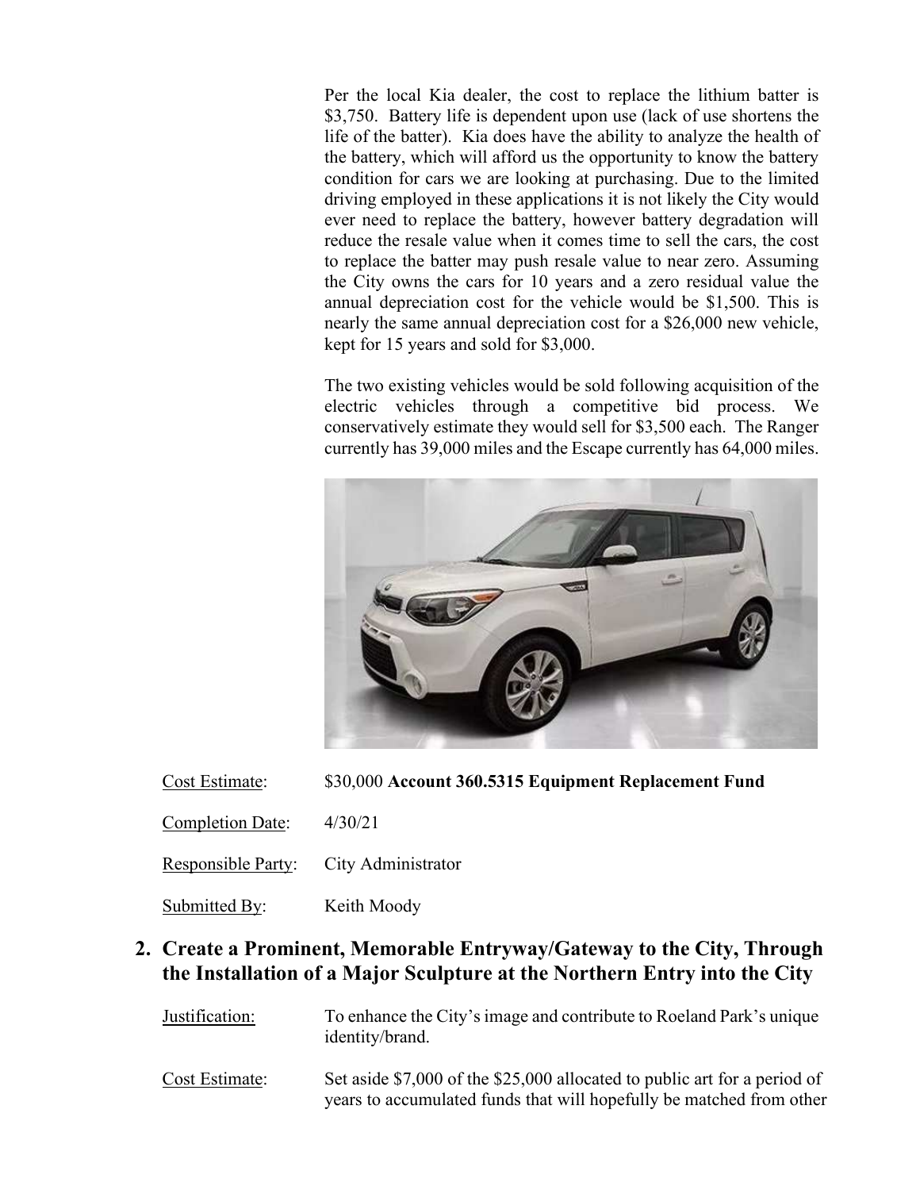Per the local Kia dealer, the cost to replace the lithium batter is $3,750. Battery life is dependent upon use (lack of use shortens the life of the batter). Kia does have the ability to analyze the health of the battery, which will afford us the opportunity to know the battery condition for cars we are looking at purchasing. Due to the limited driving employed in these applications it is not likely the City would ever need to replace the battery, however battery degradation will reduce the resale value when it comes time to sell the cars, the cost to replace the batter may push resale value to near zero. Assuming the City owns the cars for 10 years and a zero residual value the annual depreciation cost for the vehicle would be $1,500. This is nearly the same annual depreciation cost for a $26,000 new vehicle, kept for 15 years and sold for $3,000.

The two existing vehicles would be sold following acquisition of the electric vehicles through a competitive bid process. We conservatively estimate they would sell for $3,500 each. The Ranger currently has 39,000 miles and the Escape currently has 64,000 miles.

Cost Estimate: $30,000 **Account 360.5315 Equipment Replacement Fund**

Completion Date: 4/30/21

Responsible Party: City Administrator

Submitted By: Keith Moody

## 2. Create a Prominent, Memorable Entryway/Gateway to the City, Through the Installation of a Major Sculpture at the Northern Entry into the City

Justification: To enhance the City's image and contribute to Roeland Park's unique identity/brand.

Cost Estimate: Set aside $7,000 of the $25,000 allocated to public art for a period of years to accumulated funds that will hopefully be matched from other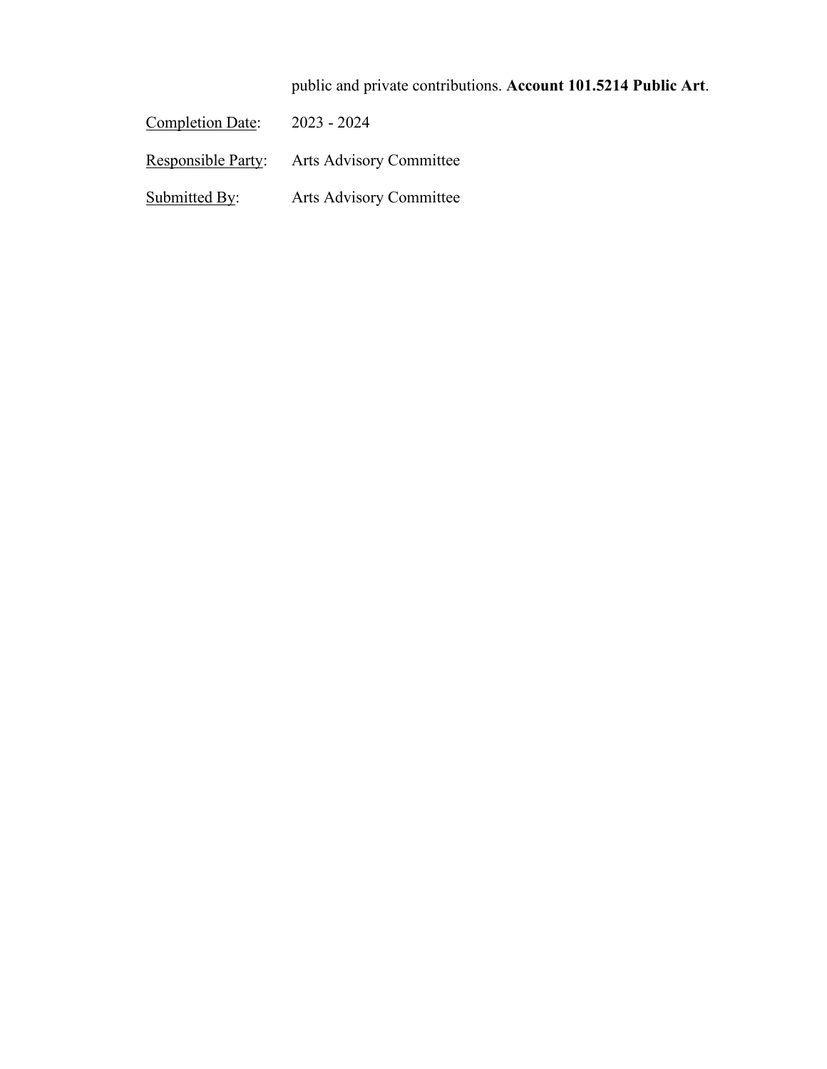public and private contributions. **Account 101.5214 Public Art**.

Completion Date: 2023 - 2024

Responsible Party: Arts Advisory Committee

Submitted By: Arts Advisory Committee